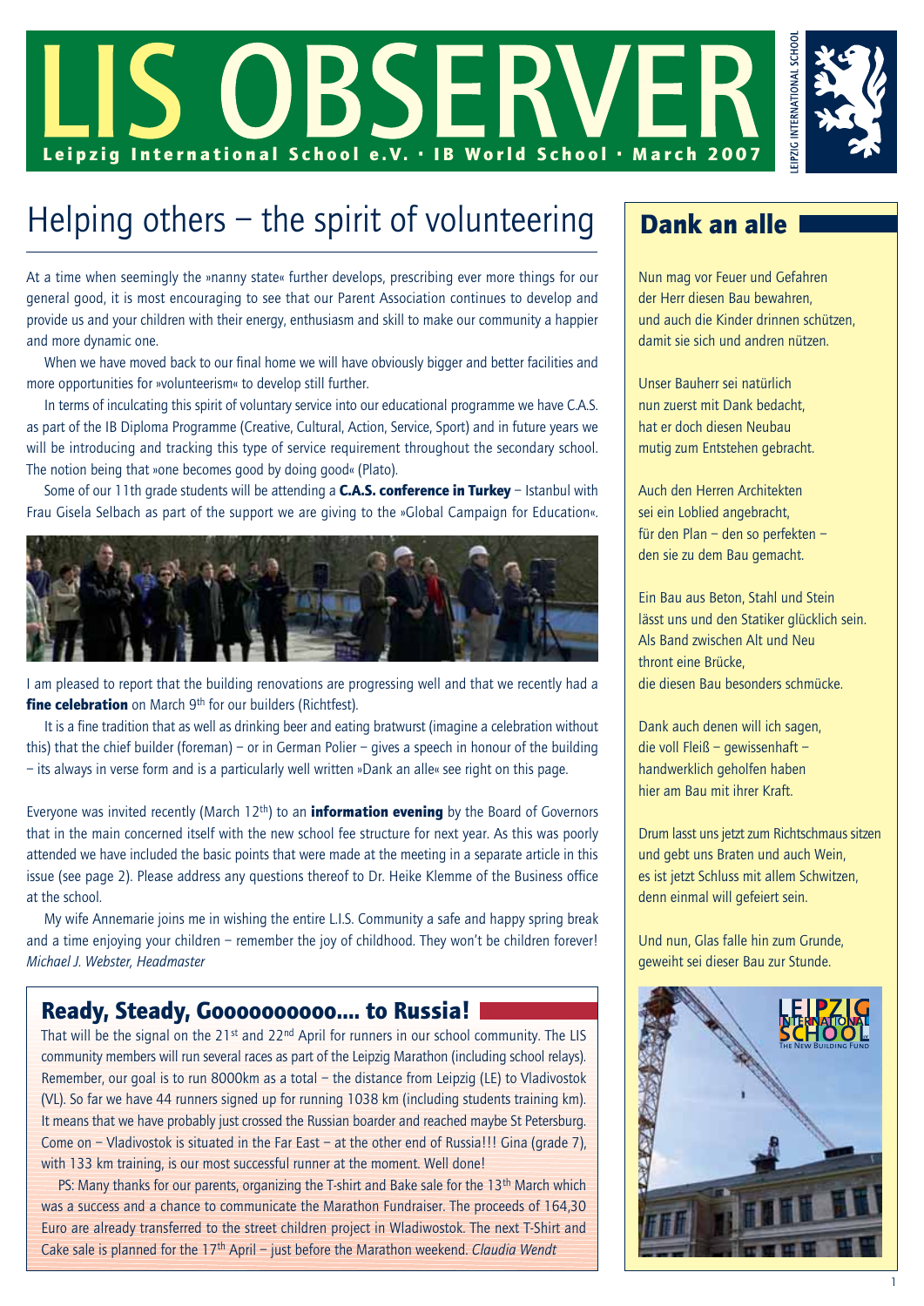# LIS OBSERVER

**Leipzig International School e.V. · IB World School · March 2007**

## Helping others – the spirit of volunteering

At a time when seemingly the »nanny state« further develops, prescribing ever more things for our general good, it is most encouraging to see that our Parent Association continues to develop and provide us and your children with their energy, enthusiasm and skill to make our community a happier and more dynamic one.

When we have moved back to our final home we will have obviously bigger and better facilities and more opportunities for »volunteerism« to develop still further.

In terms of inculcating this spirit of voluntary service into our educational programme we have C.A.S. as part of the IB Diploma Programme (Creative, Cultural, Action, Service, Sport) and in future years we will be introducing and tracking this type of service requirement throughout the secondary school. The notion being that »one becomes good by doing good« (Plato).

Some of our 11th grade students will be attending a **C.A.S. conference in Turkey** – Istanbul with Frau Gisela Selbach as part of the support we are giving to the »Global Campaign for Education«.

I am pleased to report that the building renovations are progressing well and that we recently had a **fine celebration** on March 9th for our builders (Richtfest).

It is a fine tradition that as well as drinking beer and eating bratwurst (imagine a celebration without this) that the chief builder (foreman) – or in German Polier – gives a speech in honour of the building – its always in verse form and is a particularly well written »Dank an alle« see right on this page.

Everyone was invited recently (March 12th) to an **information evening** by the Board of Governors that in the main concerned itself with the new school fee structure for next year. As this was poorly attended we have included the basic points that were made at the meeting in a separate article in this issue (see page 2). Please address any questions thereof to Dr. Heike Klemme of the Business office at the school.

My wife Annemarie joins me in wishing the entire L.I.S. Community a safe and happy spring break and a time enjoying your children – remember the joy of childhood. They won't be children forever!
*Michael J. Webster, Headmaster*

## Ready, Steady, Gooooooooooo.... to Russia!

That will be the signal on the 21st and 22nd April for runners in our school community. The LIS community members will run several races as part of the Leipzig Marathon (including school relays). Remember, our goal is to run 8000km as a total – the distance from Leipzig (LE) to Vladivostok (VL). So far we have 44 runners signed up for running 1038 km (including students training km). It means that we have probably just crossed the Russian boarder and reached maybe St Petersburg. Come on – Vladivostok is situated in the Far East – at the other end of Russia!!! Gina (grade 7), with 133 km training, is our most successful runner at the moment. Well done!

PS: Many thanks for our parents, organizing the T-shirt and Bake sale for the 13th March which was a success and a chance to communicate the Marathon Fundraiser. The proceeds of 164,30 Euro are already transferred to the street children project in Wladiwostok. The next T-Shirt and Cake sale is planned for the 17th April – just before the Marathon weekend. *Claudia Wendt*

## Dank an alle

Nun mag vor Feuer und Gefahren
der Herr diesen Bau bewahren,
und auch die Kinder drinnen schützen,
damit sie sich und andren nützen.

Unser Bauherr sei natürlich
nun zuerst mit Dank bedacht,
hat er doch diesen Neubau
mutig zum Entstehen gebracht.

Auch den Herren Architekten
sei ein Loblied angebracht,
für den Plan – den so perfekten –
den sie zu dem Bau gemacht.

Ein Bau aus Beton, Stahl und Stein
lässt uns und den Statiker glücklich sein.
Als Band zwischen Alt und Neu
thront eine Brücke,
die diesen Bau besonders schmücke.

Dank auch denen will ich sagen,
die voll Fleiß – gewissenhaft –
handwerklich geholfen haben
hier am Bau mit ihrer Kraft.

Drum lasst uns jetzt zum Richtschmaus sitzen
und gebt uns Braten und auch Wein,
es ist jetzt Schluss mit allem Schwitzen,
denn einmal will gefeiert sein.

Und nun, Glas falle hin zum Grunde,
geweiht sei dieser Bau zur Stunde.

LEIPZIG INTERNATIONAL SCHOOL
The New Building Fund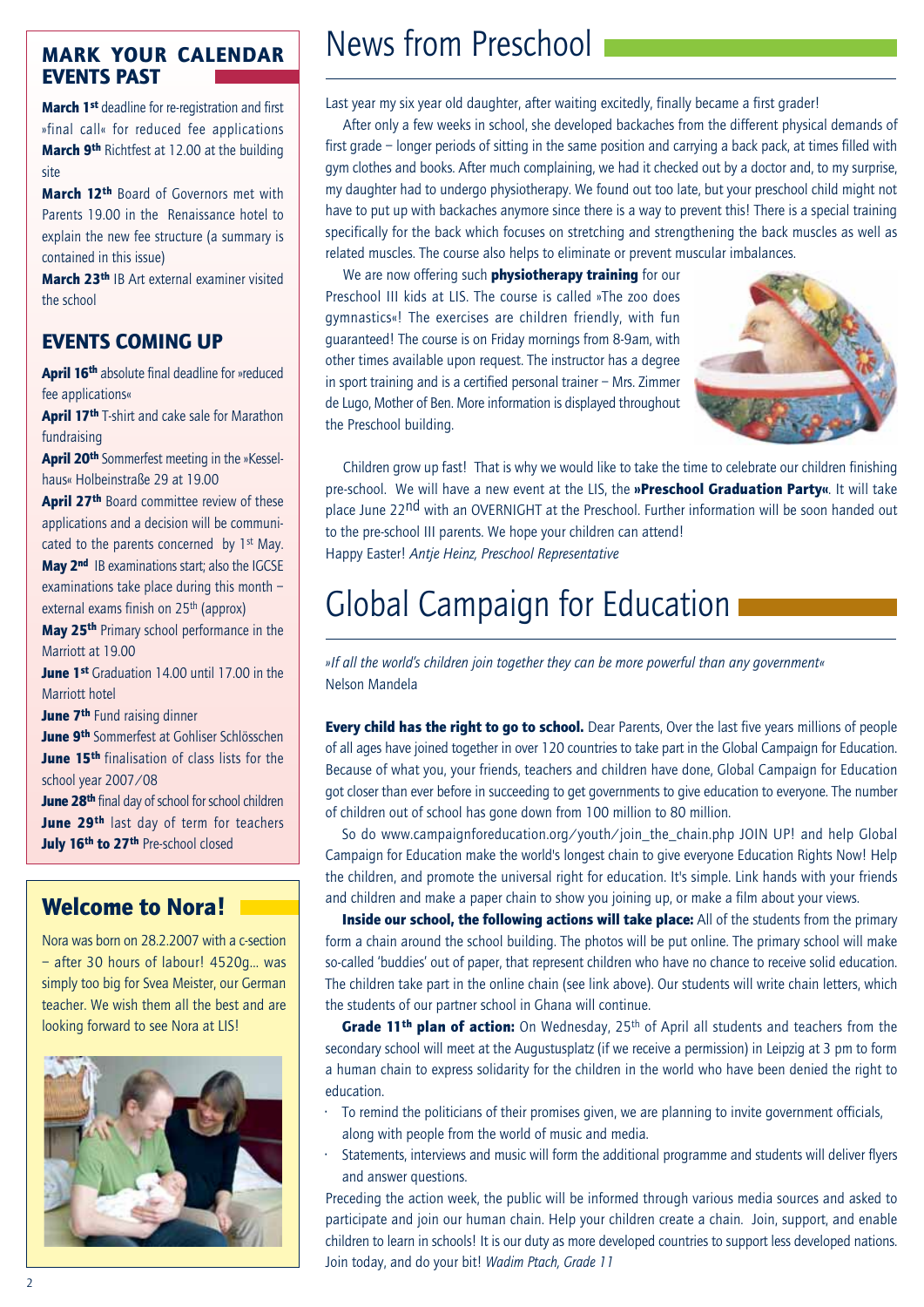## MARK YOUR CALENDAR EVENTS PAST

**March 1st** deadline for re-registration and first »final call« for reduced fee applications
**March 9th** Richtfest at 12.00 at the building site
**March 12th** Board of Governors met with Parents 19.00 in the Renaissance hotel to explain the new fee structure (a summary is contained in this issue)
**March 23rd** IB Art external examiner visited the school

## EVENTS COMING UP

**April 16th** absolute final deadline for »reduced fee applications«
**April 17th** T-shirt and cake sale for Marathon fundraising
**April 20th** Sommerfest meeting in the »Kesselhaus« Holbeinstraße 29 at 19.00
**April 27th** Board committee review of these applications and a decision will be communicated to the parents concerned by 1st May.
**May 2nd** IB examinations start; also the IGCSE examinations take place during this month – external exams finish on 25th (approx)
**May 25th** Primary school performance in the Marriott at 19.00
**June 1st** Graduation 14.00 until 17.00 in the Marriott hotel
**June 7th** Fund raising dinner
**June 9th** Sommerfest at Gohliser Schlösschen
**June 15th** finalisation of class lists for the school year 2007/08
**June 28th** final day of school for school children
**June 29th** last day of term for teachers
**July 16th to 27th** Pre-school closed

## Welcome to Nora!

Nora was born on 28.2.2007 with a c-section – after 30 hours of labour! 4520g... was simply too big for Svea Meister, our German teacher. We wish them all the best and are looking forward to see Nora at LIS!

# News from Preschool

Last year my six year old daughter, after waiting excitedly, finally became a first grader!

After only a few weeks in school, she developed backaches from the different physical demands of first grade – longer periods of sitting in the same position and carrying a back pack, at times filled with gym clothes and books. After much complaining, we had it checked out by a doctor and, to my surprise, my daughter had to undergo physiotherapy. We found out too late, but your preschool child might not have to put up with backaches anymore since there is a way to prevent this! There is a special training specifically for the back which focuses on stretching and strengthening the back muscles as well as related muscles. The course also helps to eliminate or prevent muscular imbalances.

We are now offering such **physiotherapy training** for our Preschool III kids at LIS. The course is called »The zoo does gymnastics«! The exercises are children friendly, with fun guaranteed! The course is on Friday mornings from 8-9am, with other times available upon request. The instructor has a degree in sport training and is a certified personal trainer – Mrs. Zimmer de Lugo, Mother of Ben. More information is displayed throughout the Preschool building.

Children grow up fast! That is why we would like to take the time to celebrate our children finishing pre-school. We will have a new event at the LIS, the **»Preschool Graduation Party«**. It will take place June 22nd with an OVERNIGHT at the Preschool. Further information will be soon handed out to the pre-school III parents. We hope your children can attend!
Happy Easter! *Antje Heinz, Preschool Representative*

# Global Campaign for Education

*»If all the world's children join together they can be more powerful than any government«*
Nelson Mandela

**Every child has the right to go to school.** Dear Parents, Over the last five years millions of people of all ages have joined together in over 120 countries to take part in the Global Campaign for Education. Because of what you, your friends, teachers and children have done, Global Campaign for Education got closer than ever before in succeeding to get governments to give education to everyone. The number of children out of school has gone down from 100 million to 80 million.

So do www.campaignforeducation.org/youth/join_the_chain.php JOIN UP! and help Global Campaign for Education make the world's longest chain to give everyone Education Rights Now! Help the children, and promote the universal right for education. It's simple. Link hands with your friends and children and make a paper chain to show you joining up, or make a film about your views.

**Inside our school, the following actions will take place:** All of the students from the primary form a chain around the school building. The photos will be put online. The primary school will make so-called 'buddies' out of paper, that represent children who have no chance to receive solid education. The children take part in the online chain (see link above). Our students will write chain letters, which the students of our partner school in Ghana will continue.

**Grade 11th plan of action:** On Wednesday, 25th of April all students and teachers from the secondary school will meet at the Augustusplatz (if we receive a permission) in Leipzig at 3 pm to form a human chain to express solidarity for the children in the world who have been denied the right to education.

- To remind the politicians of their promises given, we are planning to invite government officials, along with people from the world of music and media.
- Statements, interviews and music will form the additional programme and students will deliver flyers and answer questions.

Preceding the action week, the public will be informed through various media sources and asked to participate and join our human chain. Help your children create a chain. Join, support, and enable children to learn in schools! It is our duty as more developed countries to support less developed nations. Join today, and do your bit! *Wadim Ptach, Grade 11*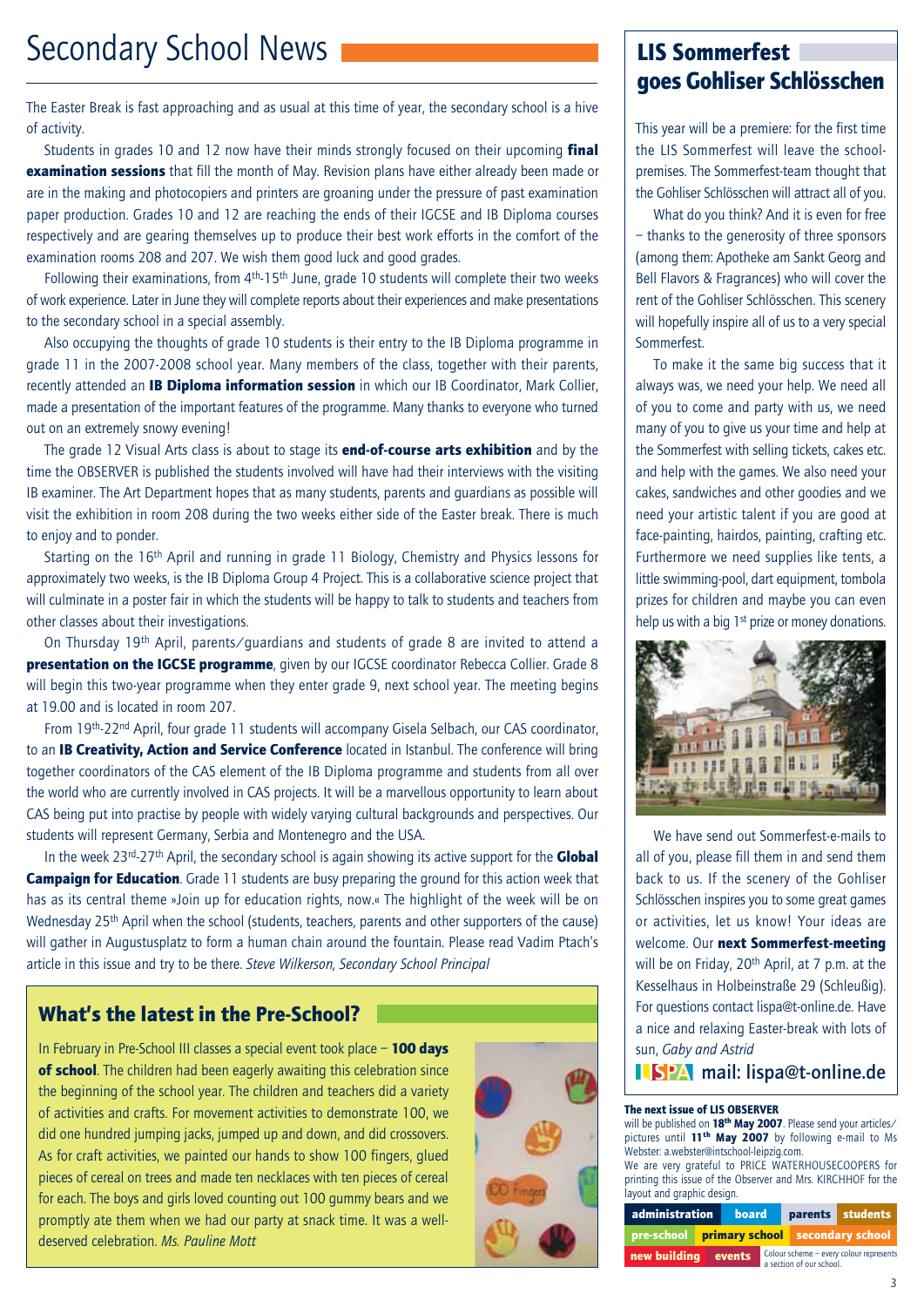# Secondary School News

The Easter Break is fast approaching and as usual at this time of year, the secondary school is a hive of activity.

Students in grades 10 and 12 now have their minds strongly focused on their upcoming **final examination sessions** that fill the month of May. Revision plans have either already been made or are in the making and photocopiers and printers are groaning under the pressure of past examination paper production. Grades 10 and 12 are reaching the ends of their IGCSE and IB Diploma courses respectively and are gearing themselves up to produce their best work efforts in the comfort of the examination rooms 208 and 207. We wish them good luck and good grades.

Following their examinations, from 4th-15th June, grade 10 students will complete their two weeks of work experience. Later in June they will complete reports about their experiences and make presentations to the secondary school in a special assembly.

Also occupying the thoughts of grade 10 students is their entry to the IB Diploma programme in grade 11 in the 2007-2008 school year. Many members of the class, together with their parents, recently attended an **IB Diploma information session** in which our IB Coordinator, Mark Collier, made a presentation of the important features of the programme. Many thanks to everyone who turned out on an extremely snowy evening!

The grade 12 Visual Arts class is about to stage its **end-of-course arts exhibition** and by the time the OBSERVER is published the students involved will have had their interviews with the visiting IB examiner. The Art Department hopes that as many students, parents and guardians as possible will visit the exhibition in room 208 during the two weeks either side of the Easter break. There is much to enjoy and to ponder.

Starting on the 16th April and running in grade 11 Biology, Chemistry and Physics lessons for approximately two weeks, is the IB Diploma Group 4 Project. This is a collaborative science project that will culminate in a poster fair in which the students will be happy to talk to students and teachers from other classes about their investigations.

On Thursday 19th April, parents/guardians and students of grade 8 are invited to attend a **presentation on the IGCSE programme**, given by our IGCSE coordinator Rebecca Collier. Grade 8 will begin this two-year programme when they enter grade 9, next school year. The meeting begins at 19.00 and is located in room 207.

From 19th-22nd April, four grade 11 students will accompany Gisela Selbach, our CAS coordinator, to an **IB Creativity, Action and Service Conference** located in Istanbul. The conference will bring together coordinators of the CAS element of the IB Diploma programme and students from all over the world who are currently involved in CAS projects. It will be a marvellous opportunity to learn about CAS being put into practise by people with widely varying cultural backgrounds and perspectives. Our students will represent Germany, Serbia and Montenegro and the USA.

In the week 23rd-27th April, the secondary school is again showing its active support for the **Global Campaign for Education**. Grade 11 students are busy preparing the ground for this action week that has as its central theme »Join up for education rights, now.« The highlight of the week will be on Wednesday 25th April when the school (students, teachers, parents and other supporters of the cause) will gather in Augustusplatz to form a human chain around the fountain. Please read Vadim Ptach's article in this issue and try to be there. *Steve Wilkerson, Secondary School Principal*

## What's the latest in the Pre-School?

In February in Pre-School III classes a special event took place – **100 days of school**. The children had been eagerly awaiting this celebration since the beginning of the school year. The children and teachers did a variety of activities and crafts. For movement activities to demonstrate 100, we did one hundred jumping jacks, jumped up and down, and did crossovers. As for craft activities, we painted our hands to show 100 fingers, glued pieces of cereal on trees and made ten necklaces with ten pieces of cereal for each. The boys and girls loved counting out 100 gummy bears and we promptly ate them when we had our party at snack time. It was a well-deserved celebration. *Ms. Pauline Mott*

## LIS Sommerfest goes Gohliser Schlösschen

This year will be a premiere: for the first time the LIS Sommerfest will leave the school-premises. The Sommerfest-team thought that the Gohliser Schlösschen will attract all of you.

What do you think? And it is even for free – thanks to the generosity of three sponsors (among them: Apotheke am Sankt Georg and Bell Flavors & Fragrances) who will cover the rent of the Gohliser Schlösschen. This scenery will hopefully inspire all of us to a very special Sommerfest.

To make it the same big success that it always was, we need your help. We need all of you to come and party with us, we need many of you to give us your time and help at the Sommerfest with selling tickets, cakes etc. and help with the games. We also need your cakes, sandwiches and other goodies and we need your artistic talent if you are good at face-painting, hairdos, painting, crafting etc. Furthermore we need supplies like tents, a little swimming-pool, dart equipment, tombola prizes for children and maybe you can even help us with a big 1st prize or money donations.

We have send out Sommerfest-e-mails to all of you, please fill them in and send them back to us. If the scenery of the Gohliser Schlösschen inspires you to some great games or activities, let us know! Your ideas are welcome. Our **next Sommerfest-meeting** will be on Friday, 20th April, at 7 p.m. at the Kesselhaus in Holbeinstraße 29 (Schleußig). For questions contact lispa@t-online.de. Have a nice and relaxing Easter-break with lots of sun, *Gaby and Astrid*

**LISPA mail: lispa@t-online.de**

**The next issue of LIS OBSERVER**
will be published on **18th May 2007**. Please send your articles/pictures until **11th May 2007** by following e-mail to Ms Webster: a.webster@intschool-leipzig.com.
We are very grateful to PRICE WATERHOUSECOOPERS for printing this issue of the Observer and Mrs. KIRCHHOF for the layout and graphic design.

administration | board | parents | students
pre-school | primary school | secondary school
new building | events | Colour scheme – every colour represents a section of our school.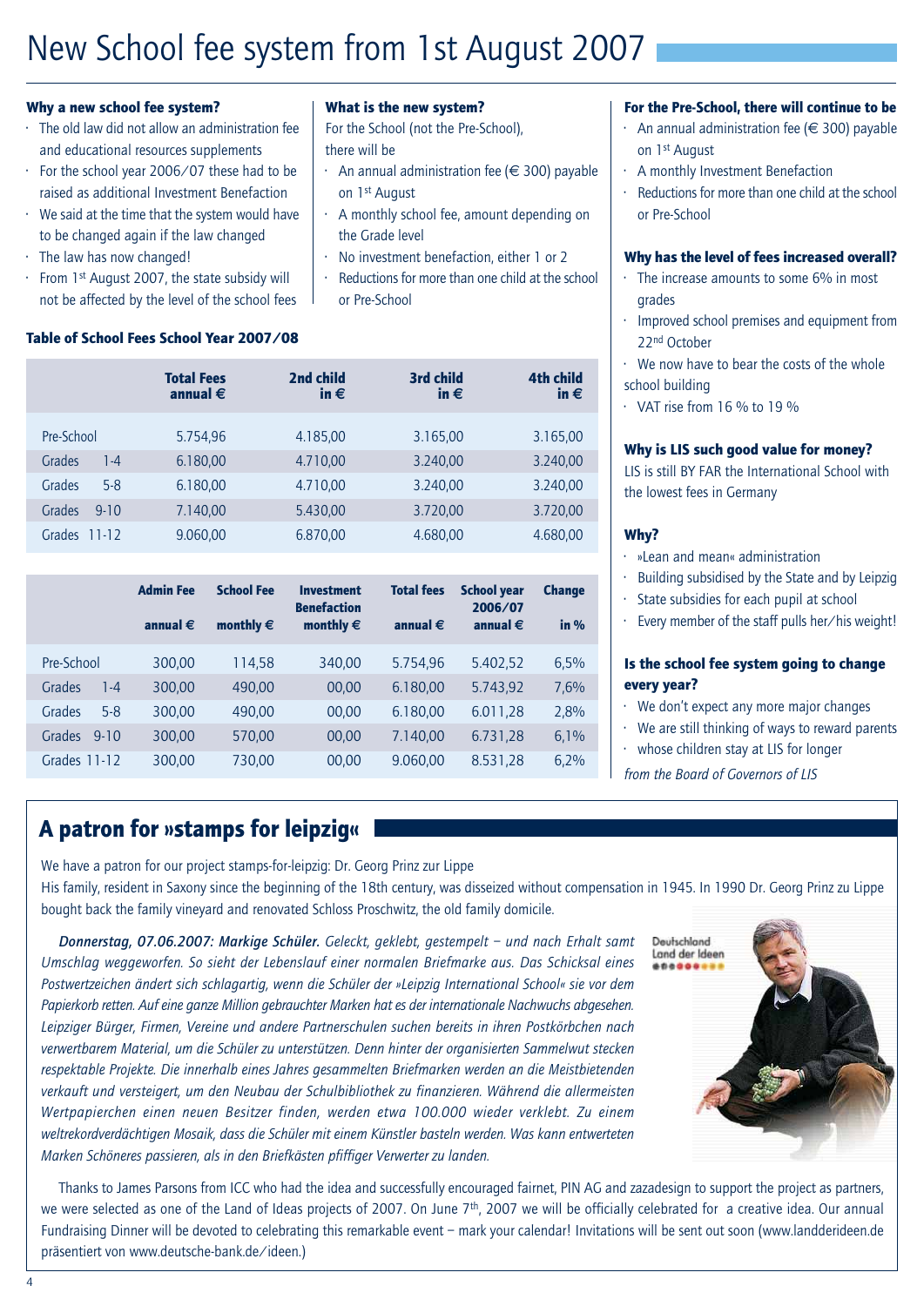# New School fee system from 1st August 2007

**Why a new school fee system?**

- The old law did not allow an administration fee and educational resources supplements
- For the school year 2006/07 these had to be raised as additional Investment Benefaction
- We said at the time that the system would have to be changed again if the law changed
- The law has now changed!
- From 1st August 2007, the state subsidy will not be affected by the level of the school fees

**What is the new system?**

For the School (not the Pre-School), there will be

- An annual administration fee (€ 300) payable on 1st August
- A monthly school fee, amount depending on the Grade level
- No investment benefaction, either 1 or 2
- Reductions for more than one child at the school or Pre-School

**Table of School Fees School Year 2007/08**

| | Total Fees annual € | 2nd child in € | 3rd child in € | 4th child in € |
|---|---|---|---|---|
| Pre-School | 5.754,96 | 4.185,00 | 3.165,00 | 3.165,00 |
| Grades 1-4 | 6.180,00 | 4.710,00 | 3.240,00 | 3.240,00 |
| Grades 5-8 | 6.180,00 | 4.710,00 | 3.240,00 | 3.240,00 |
| Grades 9-10 | 7.140,00 | 5.430,00 | 3.720,00 | 3.720,00 |
| Grades 11-12 | 9.060,00 | 6.870,00 | 4.680,00 | 4.680,00 |

| | Admin Fee annual € | School Fee monthly € | Investment Benefaction monthly € | Total fees annual € | School year 2006/07 annual € | Change in % |
|---|---|---|---|---|---|---|
| Pre-School | 300,00 | 114,58 | 340,00 | 5.754,96 | 5.402,52 | 6,5% |
| Grades 1-4 | 300,00 | 490,00 | 00,00 | 6.180,00 | 5.743,92 | 7,6% |
| Grades 5-8 | 300,00 | 490,00 | 00,00 | 6.180,00 | 6.011,28 | 2,8% |
| Grades 9-10 | 300,00 | 570,00 | 00,00 | 7.140,00 | 6.731,28 | 6,1% |
| Grades 11-12 | 300,00 | 730,00 | 00,00 | 9.060,00 | 8.531,28 | 6,2% |

**For the Pre-School, there will continue to be**

- An annual administration fee (€ 300) payable on 1st August
- A monthly Investment Benefaction
- Reductions for more than one child at the school or Pre-School

**Why has the level of fees increased overall?**

- The increase amounts to some 6% in most grades
- Improved school premises and equipment from 22nd October
- We now have to bear the costs of the whole school building
- VAT rise from 16 % to 19 %

**Why is LIS such good value for money?**

LIS is still BY FAR the International School with the lowest fees in Germany

**Why?**

- »Lean and mean« administration
- Building subsidised by the State and by Leipzig
- State subsidies for each pupil at school
- Every member of the staff pulls her/his weight!

**Is the school fee system going to change every year?**

- We don't expect any more major changes
- We are still thinking of ways to reward parents
- whose children stay at LIS for longer

*from the Board of Governors of LIS*

## A patron for »stamps for leipzig«

We have a patron for our project stamps-for-leipzig: Dr. Georg Prinz zur Lippe

His family, resident in Saxony since the beginning of the 18th century, was disseized without compensation in 1945. In 1990 Dr. Georg Prinz zu Lippe bought back the family vineyard and renovated Schloss Proschwitz, the old family domicile.

***Donnerstag, 07.06.2007: Markige Schüler.*** *Geleckt, geklebt, gestempelt – und nach Erhalt samt Umschlag weggeworfen. So sieht der Lebenslauf einer normalen Briefmarke aus. Das Schicksal eines Postwertzeichen ändert sich schlagartig, wenn die Schüler der »Leipzig International School« sie vor dem Papierkorb retten. Auf eine ganze Million gebrauchter Marken hat es der internationale Nachwuchs abgesehen. Leipziger Bürger, Firmen, Vereine und andere Partnerschulen suchen bereits in ihren Postkörbchen nach verwertbarem Material, um die Schüler zu unterstützen. Denn hinter der organisierten Sammelwut stecken respektable Projekte. Die innerhalb eines Jahres gesammelten Briefmarken werden an die Meistbietenden verkauft und versteigert, um den Neubau der Schulbibliothek zu finanzieren. Während die allermeisten Wertpapierchen einen neuen Besitzer finden, werden etwa 100.000 wieder verklebt. Zu einem weltrekordverdächtigen Mosaik, dass die Schüler mit einem Künstler basteln werden. Was kann entwerteten Marken Schöneres passieren, als in den Briefkästen pfiffiger Verwerter zu landen.*

Deutschland
Land der Ideen

Thanks to James Parsons from ICC who had the idea and successfully encouraged fairnet, PIN AG and zazadesign to support the project as partners, we were selected as one of the Land of Ideas projects of 2007. On June 7th, 2007 we will be officially celebrated for a creative idea. Our annual Fundraising Dinner will be devoted to celebrating this remarkable event – mark your calendar! Invitations will be sent out soon (www.landderideen.de präsentiert von www.deutsche-bank.de/ideen.)